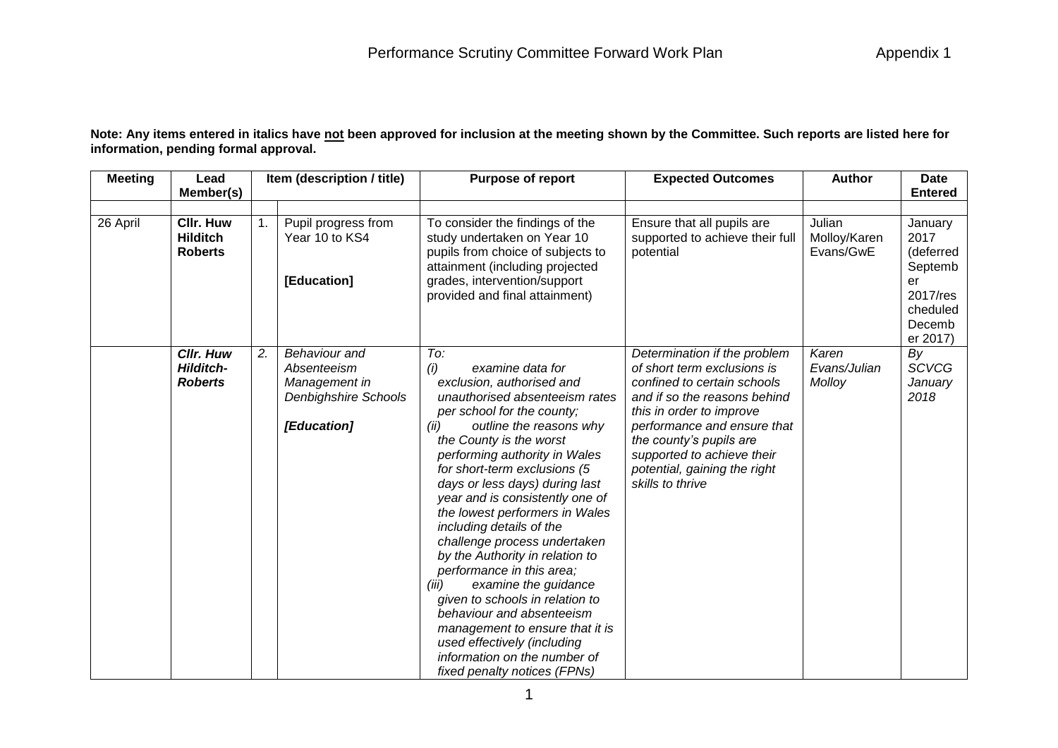# Performance Scrutiny Committee Forward Work Plan

Appendix 1

**Note: Any items entered in italics have not been approved for inclusion at the meeting shown by the Committee. Such reports are listed here for information, pending formal approval.**

| Meeting | Lead Member(s) | | Item (description / title) | Purpose of report | Expected Outcomes | Author | Date Entered |
|---|---|---|---|---|---|---|---|
| | | | | | | | |
| 26 April | **Cllr. Huw Hilditch Roberts** | 1. | Pupil progress from Year 10 to KS4<br><br>**[Education]** | To consider the findings of the study undertaken on Year 10 pupils from choice of subjects to attainment (including projected grades, intervention/support provided and final attainment) | Ensure that all pupils are supported to achieve their full potential | Julian Molloy/Karen Evans/GwE | January 2017 (deferred September 2017/rescheduled December 2017) |
| | ***Cllr. Huw Hilditch-Roberts*** | *2.* | *Behaviour and Absenteeism Management in Denbighshire Schools*<br><br>***[Education]*** | *To:*<br>*(i) examine data for exclusion, authorised and unauthorised absenteeism rates per school for the county;*<br>*(ii) outline the reasons why the County is the worst performing authority in Wales for short-term exclusions (5 days or less days) during last year and is consistently one of the lowest performers in Wales including details of the challenge process undertaken by the Authority in relation to performance in this area;*<br>*(iii) examine the guidance given to schools in relation to behaviour and absenteeism management to ensure that it is used effectively (including information on the number of fixed penalty notices (FPNs)* | *Determination if the problem of short term exclusions is confined to certain schools and if so the reasons behind this in order to improve performance and ensure that the county's pupils are supported to achieve their potential, gaining the right skills to thrive* | *Karen Evans/Julian Molloy* | *By SCVCG January 2018* |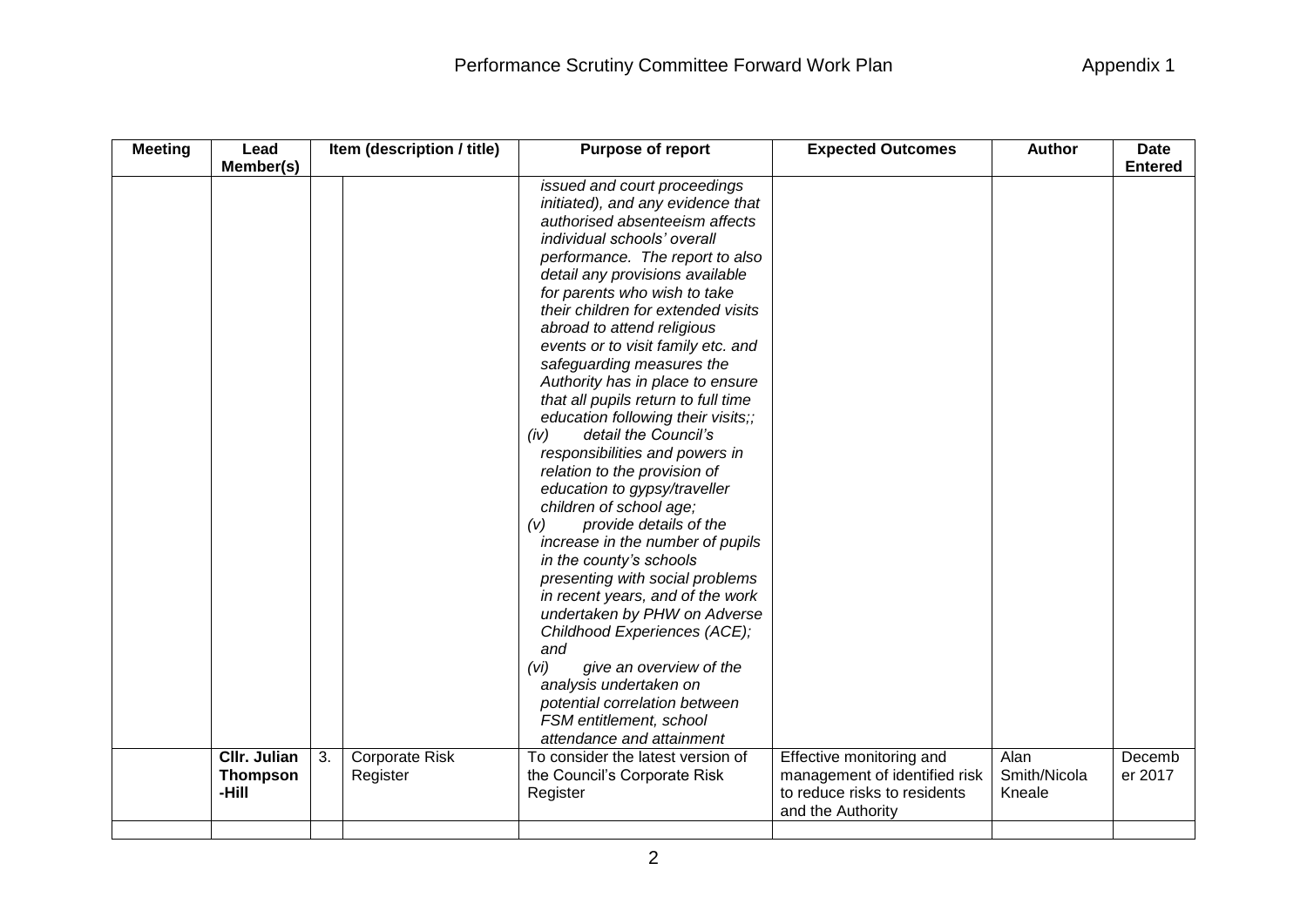| Meeting | Lead Member(s) | Item (description / title) | | Purpose of report | Expected Outcomes | Author | Date Entered |
|---|---|---|---|---|---|---|---|
| | | | | *issued and court proceedings initiated), and any evidence that authorised absenteeism affects individual schools' overall performance. The report to also detail any provisions available for parents who wish to take their children for extended visits abroad to attend religious events or to visit family etc. and safeguarding measures the Authority has in place to ensure that all pupils return to full time education following their visits;;*<br>*(iv) detail the Council's responsibilities and powers in relation to the provision of education to gypsy/traveller children of school age;*<br>*(v) provide details of the increase in the number of pupils in the county's schools presenting with social problems in recent years, and of the work undertaken by PHW on Adverse Childhood Experiences (ACE); and*<br>*(vi) give an overview of the analysis undertaken on potential correlation between FSM entitlement, school attendance and attainment* | | | |
| | **Cllr. Julian Thompson-Hill** | 3. | Corporate Risk Register | To consider the latest version of the Council's Corporate Risk Register | Effective monitoring and management of identified risk to reduce risks to residents and the Authority | Alan Smith/Nicola Kneale | December 2017 |
| | | | | | | | |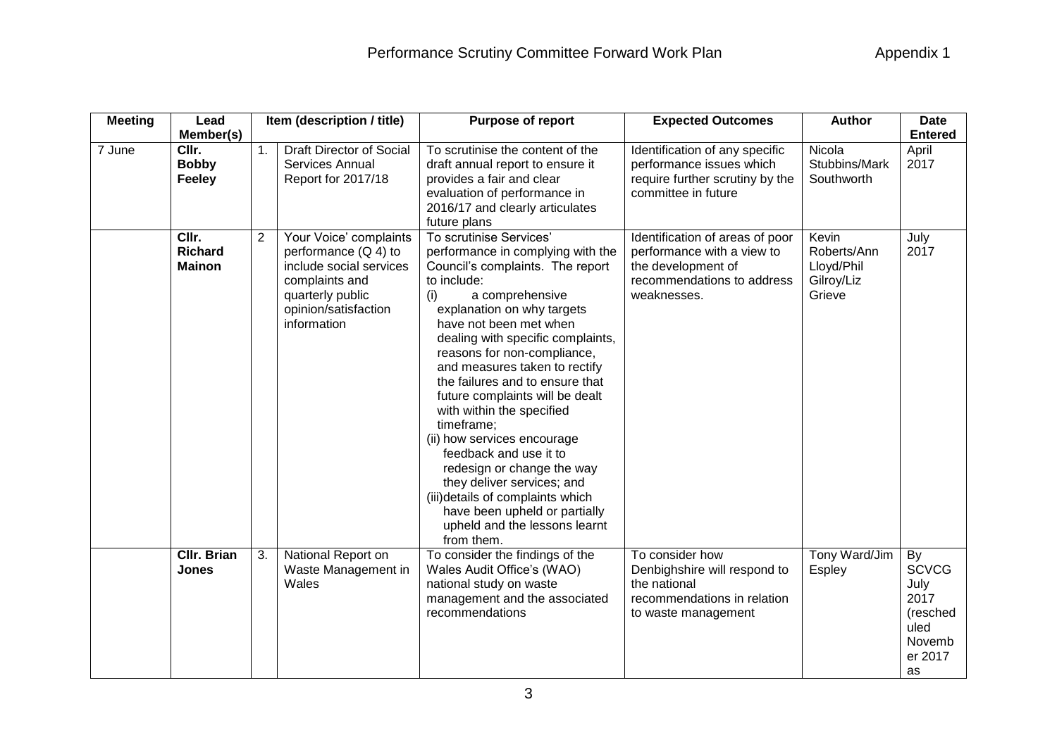# Performance Scrutiny Committee Forward Work Plan

Appendix 1

| Meeting | Lead Member(s) | Item (description / title) | | Purpose of report | Expected Outcomes | Author | Date Entered |
|---|---|---|---|---|---|---|---|
| 7 June | **Cllr. Bobby Feeley** | 1. | Draft Director of Social Services Annual Report for 2017/18 | To scrutinise the content of the draft annual report to ensure it provides a fair and clear evaluation of performance in 2016/17 and clearly articulates future plans | Identification of any specific performance issues which require further scrutiny by the committee in future | Nicola Stubbins/Mark Southworth | April 2017 |
| | **Cllr. Richard Mainon** | 2 | Your Voice' complaints performance (Q 4) to include social services complaints and quarterly public opinion/satisfaction information | To scrutinise Services' performance in complying with the Council's complaints. The report to include: (i) a comprehensive explanation on why targets have not been met when dealing with specific complaints, reasons for non-compliance, and measures taken to rectify the failures and to ensure that future complaints will be dealt with within the specified timeframe; (ii) how services encourage feedback and use it to redesign or change the way they deliver services; and (iii) details of complaints which have been upheld or partially upheld and the lessons learnt from them. | Identification of areas of poor performance with a view to the development of recommendations to address weaknesses. | Kevin Roberts/Ann Lloyd/Phil Gilroy/Liz Grieve | July 2017 |
| | **Cllr. Brian Jones** | 3. | National Report on Waste Management in Wales | To consider the findings of the Wales Audit Office's (WAO) national study on waste management and the associated recommendations | To consider how Denbighshire will respond to the national recommendations in relation to waste management | Tony Ward/Jim Espley | By SCVCG July 2017 (rescheduled November 2017 as |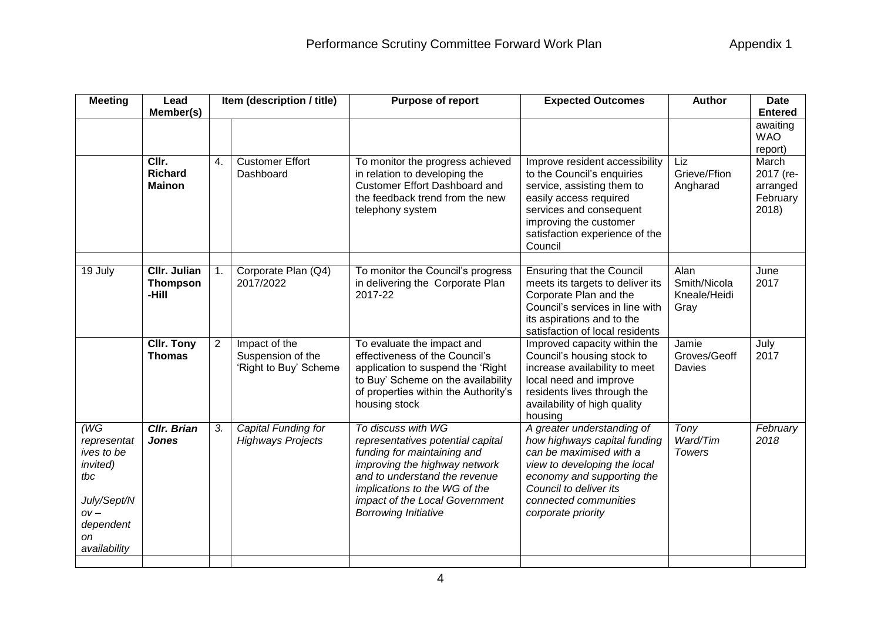# Performance Scrutiny Committee Forward Work Plan

Appendix 1

| Meeting | Lead Member(s) | Item (description / title) | | Purpose of report | Expected Outcomes | Author | Date Entered |
|---|---|---|---|---|---|---|---|
| | | | | | | | awaiting WAO report) |
| | **Cllr. Richard Mainon** | 4. | Customer Effort Dashboard | To monitor the progress achieved in relation to developing the Customer Effort Dashboard and the feedback trend from the new telephony system | Improve resident accessibility to the Council's enquiries service, assisting them to easily access required services and consequent improving the customer satisfaction experience of the Council | Liz Grieve/Ffion Angharad | March 2017 (re-arranged February 2018) |
| | | | | | | | |
| 19 July | **Cllr. Julian Thompson-Hill** | 1. | Corporate Plan (Q4) 2017/2022 | To monitor the Council's progress in delivering the Corporate Plan 2017-22 | Ensuring that the Council meets its targets to deliver its Corporate Plan and the Council's services in line with its aspirations and to the satisfaction of local residents | Alan Smith/Nicola Kneale/Heidi Gray | June 2017 |
| | **Cllr. Tony Thomas** | 2 | Impact of the Suspension of the 'Right to Buy' Scheme | To evaluate the impact and effectiveness of the Council's application to suspend the 'Right to Buy' Scheme on the availability of properties within the Authority's housing stock | Improved capacity within the Council's housing stock to increase availability to meet local need and improve residents lives through the availability of high quality housing | Jamie Groves/Geoff Davies | July 2017 |
| *(WG representatives to be invited) tbc July/Sept/Nov – dependent on availability* | ***Cllr. Brian Jones*** | *3.* | *Capital Funding for Highways Projects* | *To discuss with WG representatives potential capital funding for maintaining and improving the highway network and to understand the revenue implications to the WG of the impact of the Local Government Borrowing Initiative* | *A greater understanding of how highways capital funding can be maximised with a view to developing the local economy and supporting the Council to deliver its connected communities corporate priority* | *Tony Ward/Tim Towers* | *February 2018* |
| | | | | | | | |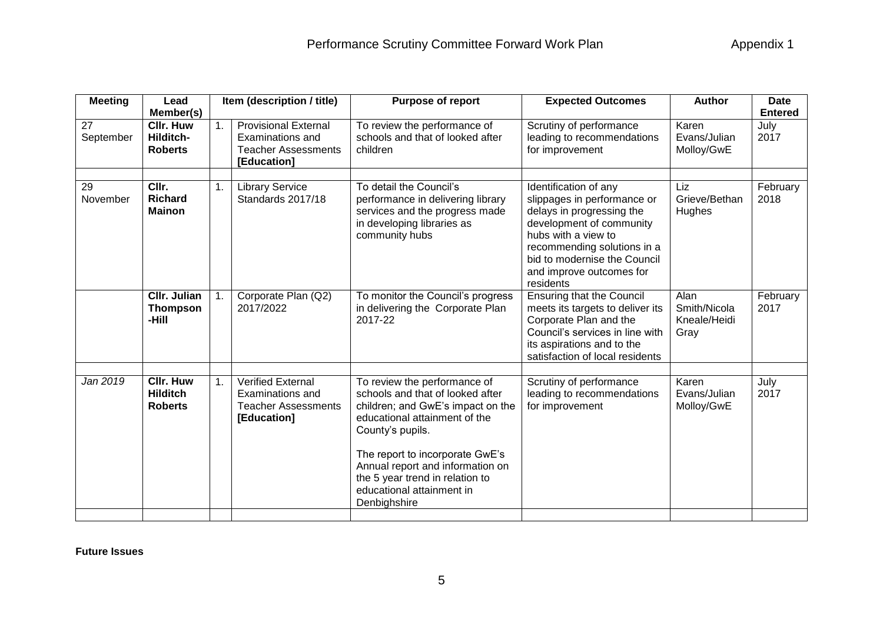# Performance Scrutiny Committee Forward Work Plan

Appendix 1

| Meeting | Lead Member(s) | | Item (description / title) | Purpose of report | Expected Outcomes | Author | Date Entered |
|---|---|---|---|---|---|---|---|
| 27 September | **Cllr. Huw Hilditch-Roberts** | 1. | Provisional External Examinations and Teacher Assessments **[Education]** | To review the performance of schools and that of looked after children | Scrutiny of performance leading to recommendations for improvement | Karen Evans/Julian Molloy/GwE | July 2017 |
| | | | | | | | |
| 29 November | **Cllr. Richard Mainon** | 1. | Library Service Standards 2017/18 | To detail the Council's performance in delivering library services and the progress made in developing libraries as community hubs | Identification of any slippages in performance or delays in progressing the development of community hubs with a view to recommending solutions in a bid to modernise the Council and improve outcomes for residents | Liz Grieve/Bethan Hughes | February 2018 |
| | **Cllr. Julian Thompson-Hill** | 1. | Corporate Plan (Q2) 2017/2022 | To monitor the Council's progress in delivering the Corporate Plan 2017-22 | Ensuring that the Council meets its targets to deliver its Corporate Plan and the Council's services in line with its aspirations and to the satisfaction of local residents | Alan Smith/Nicola Kneale/Heidi Gray | February 2017 |
| | | | | | | | |
| *Jan 2019* | **Cllr. Huw Hilditch Roberts** | 1. | Verified External Examinations and Teacher Assessments **[Education]** | To review the performance of schools and that of looked after children; and GwE's impact on the educational attainment of the County's pupils.<br><br>The report to incorporate GwE's Annual report and information on the 5 year trend in relation to educational attainment in Denbighshire | Scrutiny of performance leading to recommendations for improvement | Karen Evans/Julian Molloy/GwE | July 2017 |
| | | | | | | | |

**Future Issues**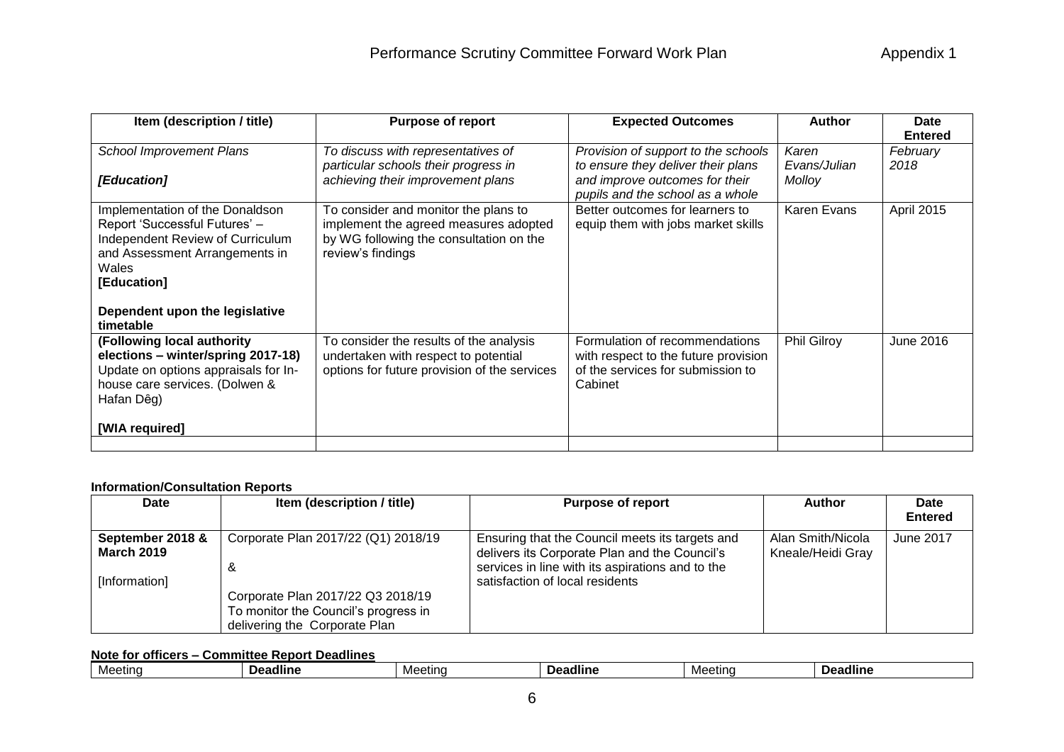| Item (description / title) | Purpose of report | Expected Outcomes | Author | Date Entered |
|---|---|---|---|---|
| *School Improvement Plans*<br><br>***[Education]*** | *To discuss with representatives of particular schools their progress in achieving their improvement plans* | *Provision of support to the schools to ensure they deliver their plans and improve outcomes for their pupils and the school as a whole* | *Karen Evans/Julian Molloy* | *February 2018* |
| Implementation of the Donaldson Report 'Successful Futures' – Independent Review of Curriculum and Assessment Arrangements in Wales<br>**[Education]**<br><br>**Dependent upon the legislative timetable** | To consider and monitor the plans to implement the agreed measures adopted by WG following the consultation on the review's findings | Better outcomes for learners to equip them with jobs market skills | Karen Evans | April 2015 |
| **(Following local authority elections – winter/spring 2017-18)** Update on options appraisals for In-house care services. (Dolwen & Hafan Dêg)<br><br>**[WIA required]** | To consider the results of the analysis undertaken with respect to potential options for future provision of the services | Formulation of recommendations with respect to the future provision of the services for submission to Cabinet | Phil Gilroy | June 2016 |
| | | | | |

**Information/Consultation Reports**

| Date | Item (description / title) | Purpose of report | Author | Date Entered |
|---|---|---|---|---|
| **September 2018 & March 2019**<br><br>[Information] | Corporate Plan 2017/22 (Q1) 2018/19<br><br>&<br><br>Corporate Plan 2017/22 Q3 2018/19<br>To monitor the Council's progress in delivering the Corporate Plan | Ensuring that the Council meets its targets and delivers its Corporate Plan and the Council's services in line with its aspirations and to the satisfaction of local residents | Alan Smith/Nicola Kneale/Heidi Gray | June 2017 |

**Note for officers – Committee Report Deadlines**

| Meeting | Deadline | Meeting | Deadline | Meeting | Deadline |
|---|---|---|---|---|---|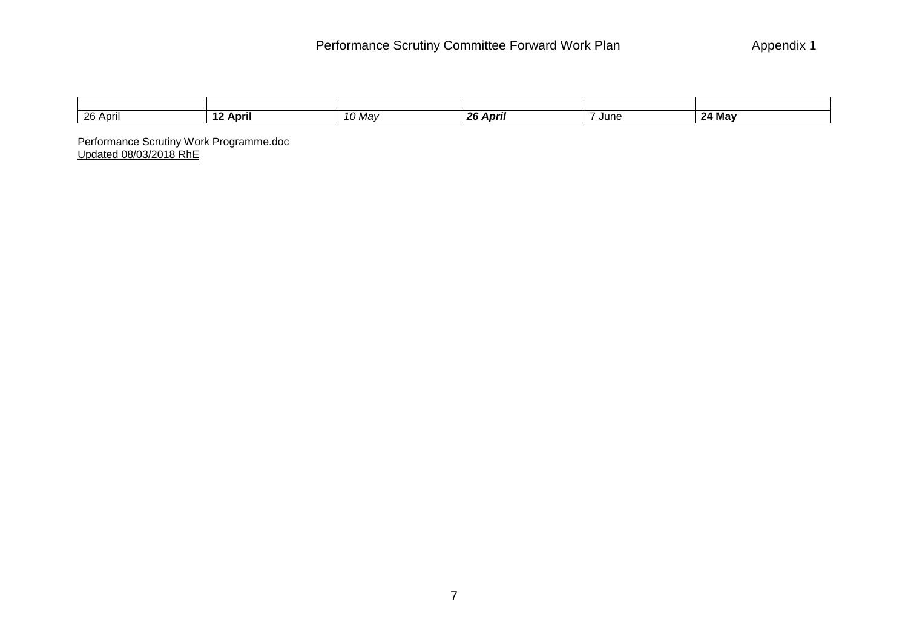| | | | | | |
|---|---|---|---|---|---|
| 26 April | **12 April** | *10 May* | ***26 April*** | 7 June | **24 May** |

Performance Scrutiny Work Programme.doc
Updated 08/03/2018 RhE